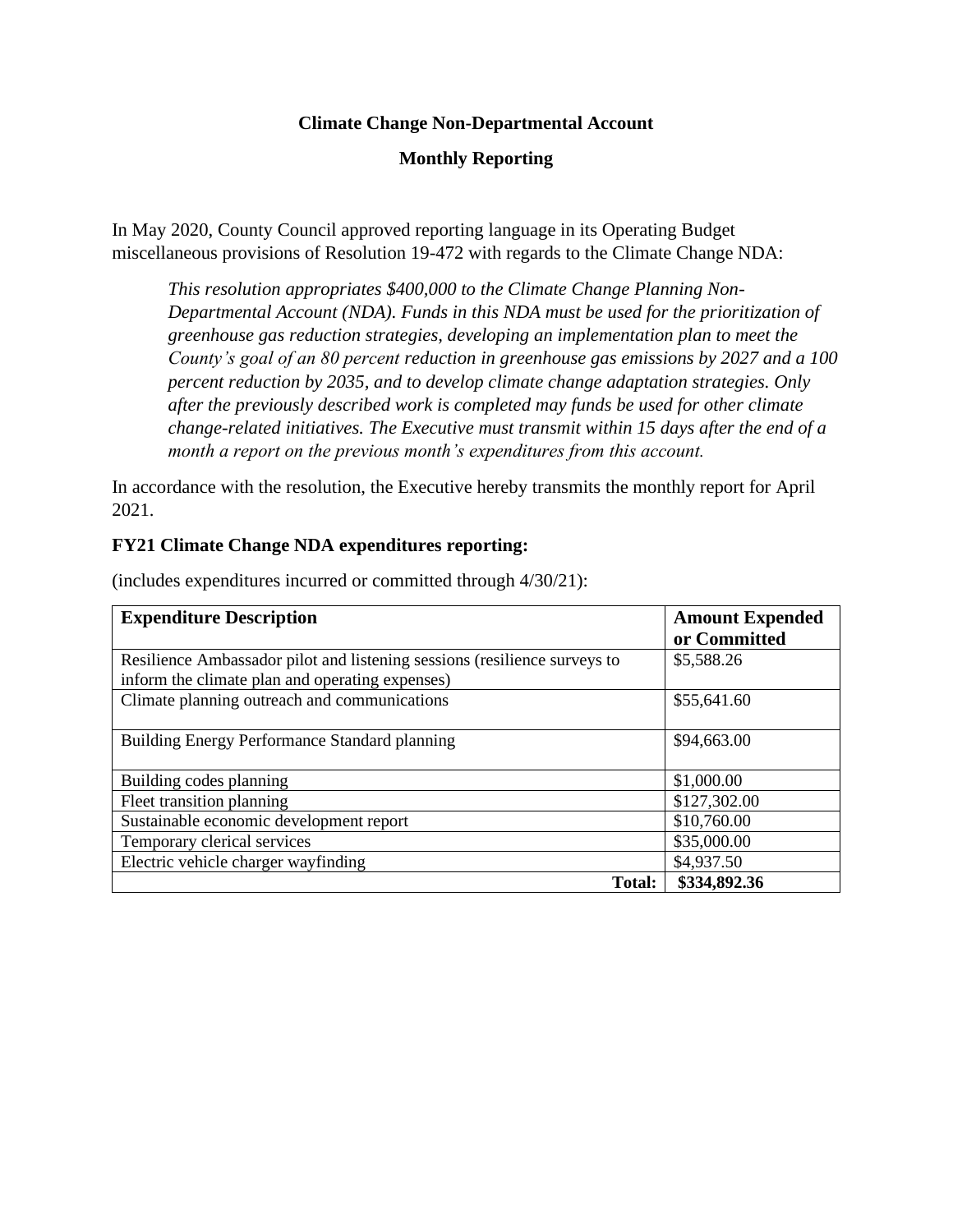**Climate Change Non-Departmental Account**

**Monthly Reporting**

In May 2020, County Council approved reporting language in its Operating Budget miscellaneous provisions of Resolution 19-472 with regards to the Climate Change NDA:

> *This resolution appropriates $400,000 to the Climate Change Planning Non-Departmental Account (NDA). Funds in this NDA must be used for the prioritization of greenhouse gas reduction strategies, developing an implementation plan to meet the County's goal of an 80 percent reduction in greenhouse gas emissions by 2027 and a 100 percent reduction by 2035, and to develop climate change adaptation strategies. Only after the previously described work is completed may funds be used for other climate change-related initiatives. The Executive must transmit within 15 days after the end of a month a report on the previous month's expenditures from this account.*

In accordance with the resolution, the Executive hereby transmits the monthly report for April 2021.

**FY21 Climate Change NDA expenditures reporting:**

(includes expenditures incurred or committed through 4/30/21):

| Expenditure Description | Amount Expended or Committed |
|---|---|
| Resilience Ambassador pilot and listening sessions (resilience surveys to inform the climate plan and operating expenses) | $5,588.26 |
| Climate planning outreach and communications | $55,641.60 |
| Building Energy Performance Standard planning | $94,663.00 |
| Building codes planning | $1,000.00 |
| Fleet transition planning | $127,302.00 |
| Sustainable economic development report | $10,760.00 |
| Temporary clerical services | $35,000.00 |
| Electric vehicle charger wayfinding | $4,937.50 |
| **Total:** | **$334,892.36** |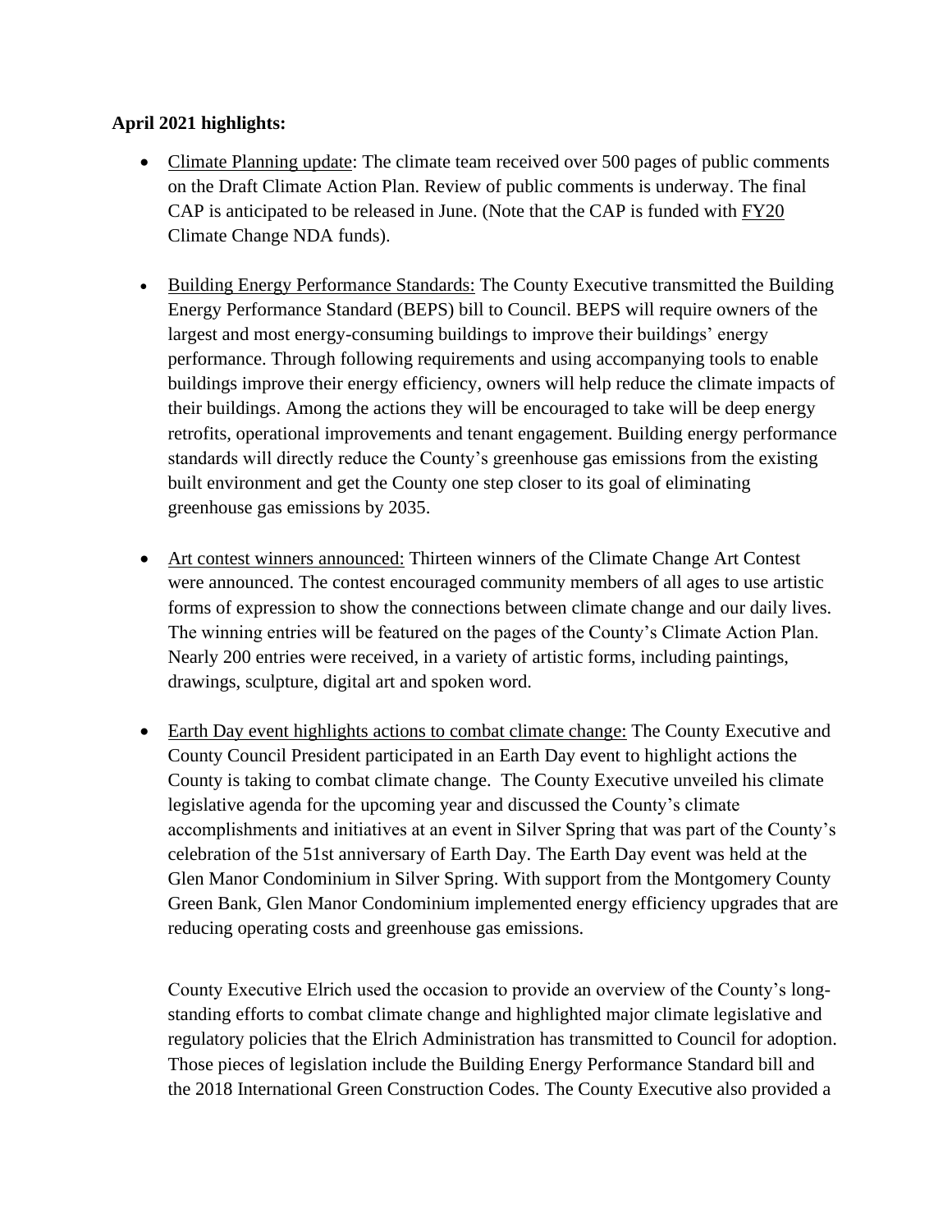**April 2021 highlights:**

- Climate Planning update: The climate team received over 500 pages of public comments on the Draft Climate Action Plan. Review of public comments is underway. The final CAP is anticipated to be released in June. (Note that the CAP is funded with FY20 Climate Change NDA funds).

- Building Energy Performance Standards: The County Executive transmitted the Building Energy Performance Standard (BEPS) bill to Council. BEPS will require owners of the largest and most energy-consuming buildings to improve their buildings' energy performance. Through following requirements and using accompanying tools to enable buildings improve their energy efficiency, owners will help reduce the climate impacts of their buildings. Among the actions they will be encouraged to take will be deep energy retrofits, operational improvements and tenant engagement. Building energy performance standards will directly reduce the County's greenhouse gas emissions from the existing built environment and get the County one step closer to its goal of eliminating greenhouse gas emissions by 2035.

- Art contest winners announced: Thirteen winners of the Climate Change Art Contest were announced. The contest encouraged community members of all ages to use artistic forms of expression to show the connections between climate change and our daily lives. The winning entries will be featured on the pages of the County's Climate Action Plan. Nearly 200 entries were received, in a variety of artistic forms, including paintings, drawings, sculpture, digital art and spoken word.

- Earth Day event highlights actions to combat climate change: The County Executive and County Council President participated in an Earth Day event to highlight actions the County is taking to combat climate change. The County Executive unveiled his climate legislative agenda for the upcoming year and discussed the County's climate accomplishments and initiatives at an event in Silver Spring that was part of the County's celebration of the 51st anniversary of Earth Day. The Earth Day event was held at the Glen Manor Condominium in Silver Spring. With support from the Montgomery County Green Bank, Glen Manor Condominium implemented energy efficiency upgrades that are reducing operating costs and greenhouse gas emissions.

  County Executive Elrich used the occasion to provide an overview of the County's long-standing efforts to combat climate change and highlighted major climate legislative and regulatory policies that the Elrich Administration has transmitted to Council for adoption. Those pieces of legislation include the Building Energy Performance Standard bill and the 2018 International Green Construction Codes. The County Executive also provided a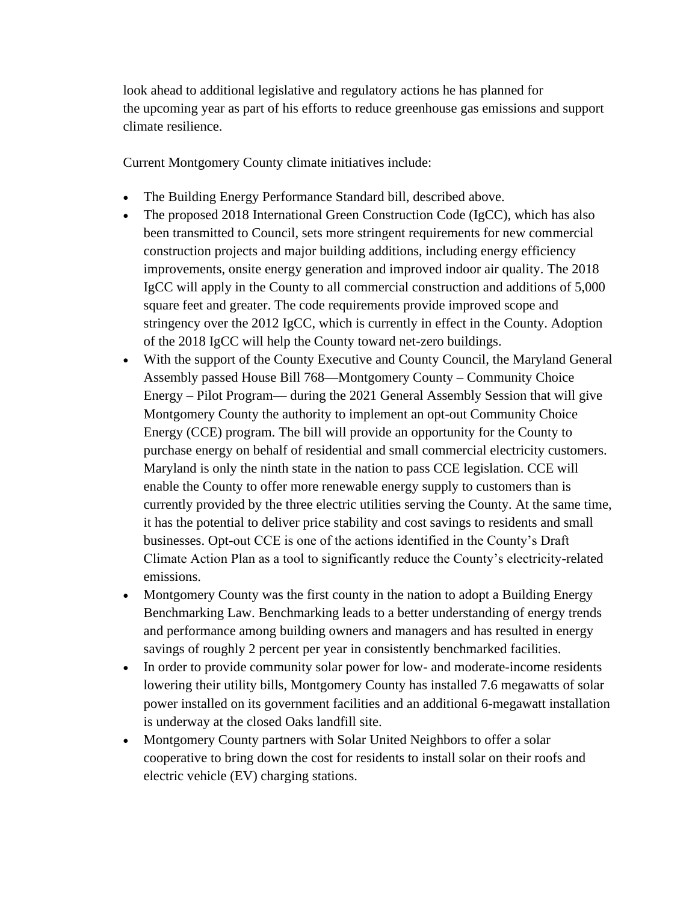look ahead to additional legislative and regulatory actions he has planned for the upcoming year as part of his efforts to reduce greenhouse gas emissions and support climate resilience.

Current Montgomery County climate initiatives include:

- The Building Energy Performance Standard bill, described above.
- The proposed 2018 International Green Construction Code (IgCC), which has also been transmitted to Council, sets more stringent requirements for new commercial construction projects and major building additions, including energy efficiency improvements, onsite energy generation and improved indoor air quality. The 2018 IgCC will apply in the County to all commercial construction and additions of 5,000 square feet and greater. The code requirements provide improved scope and stringency over the 2012 IgCC, which is currently in effect in the County. Adoption of the 2018 IgCC will help the County toward net-zero buildings.
- With the support of the County Executive and County Council, the Maryland General Assembly passed House Bill 768—Montgomery County – Community Choice Energy – Pilot Program— during the 2021 General Assembly Session that will give Montgomery County the authority to implement an opt-out Community Choice Energy (CCE) program. The bill will provide an opportunity for the County to purchase energy on behalf of residential and small commercial electricity customers. Maryland is only the ninth state in the nation to pass CCE legislation. CCE will enable the County to offer more renewable energy supply to customers than is currently provided by the three electric utilities serving the County. At the same time, it has the potential to deliver price stability and cost savings to residents and small businesses. Opt-out CCE is one of the actions identified in the County's Draft Climate Action Plan as a tool to significantly reduce the County's electricity-related emissions.
- Montgomery County was the first county in the nation to adopt a Building Energy Benchmarking Law. Benchmarking leads to a better understanding of energy trends and performance among building owners and managers and has resulted in energy savings of roughly 2 percent per year in consistently benchmarked facilities.
- In order to provide community solar power for low- and moderate-income residents lowering their utility bills, Montgomery County has installed 7.6 megawatts of solar power installed on its government facilities and an additional 6-megawatt installation is underway at the closed Oaks landfill site.
- Montgomery County partners with Solar United Neighbors to offer a solar cooperative to bring down the cost for residents to install solar on their roofs and electric vehicle (EV) charging stations.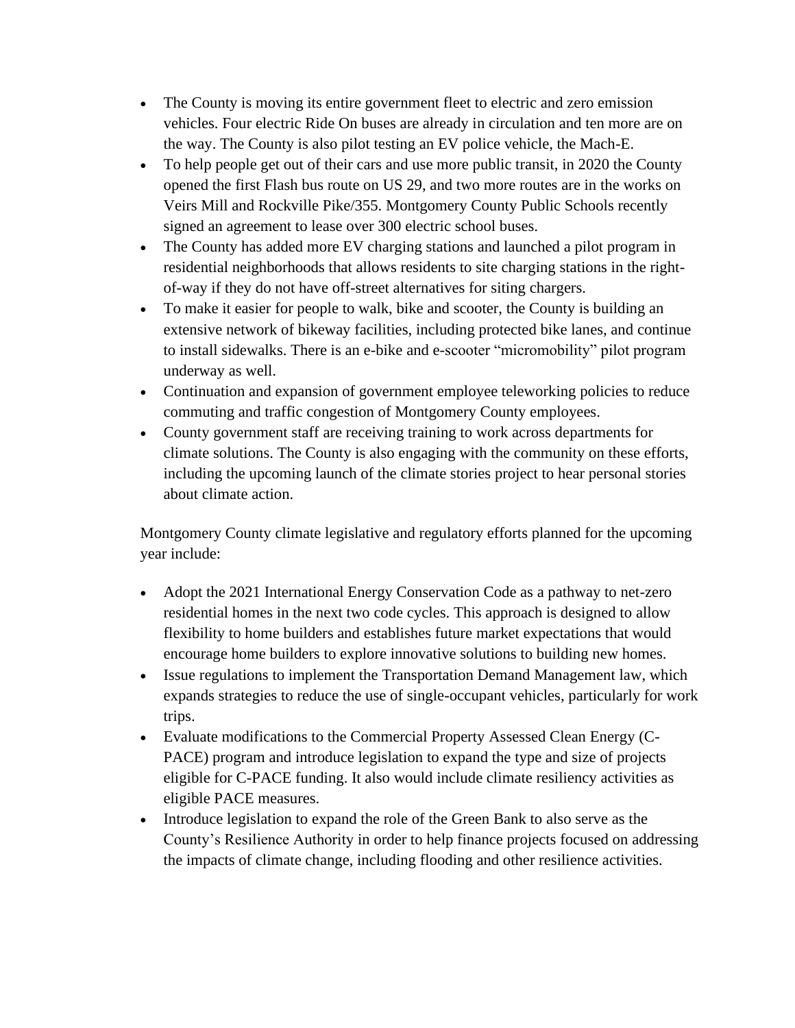- The County is moving its entire government fleet to electric and zero emission vehicles. Four electric Ride On buses are already in circulation and ten more are on the way. The County is also pilot testing an EV police vehicle, the Mach-E.
- To help people get out of their cars and use more public transit, in 2020 the County opened the first Flash bus route on US 29, and two more routes are in the works on Veirs Mill and Rockville Pike/355. Montgomery County Public Schools recently signed an agreement to lease over 300 electric school buses.
- The County has added more EV charging stations and launched a pilot program in residential neighborhoods that allows residents to site charging stations in the right-of-way if they do not have off-street alternatives for siting chargers.
- To make it easier for people to walk, bike and scooter, the County is building an extensive network of bikeway facilities, including protected bike lanes, and continue to install sidewalks. There is an e-bike and e-scooter "micromobility" pilot program underway as well.
- Continuation and expansion of government employee teleworking policies to reduce commuting and traffic congestion of Montgomery County employees.
- County government staff are receiving training to work across departments for climate solutions. The County is also engaging with the community on these efforts, including the upcoming launch of the climate stories project to hear personal stories about climate action.

Montgomery County climate legislative and regulatory efforts planned for the upcoming year include:

- Adopt the 2021 International Energy Conservation Code as a pathway to net-zero residential homes in the next two code cycles. This approach is designed to allow flexibility to home builders and establishes future market expectations that would encourage home builders to explore innovative solutions to building new homes.
- Issue regulations to implement the Transportation Demand Management law, which expands strategies to reduce the use of single-occupant vehicles, particularly for work trips.
- Evaluate modifications to the Commercial Property Assessed Clean Energy (C-PACE) program and introduce legislation to expand the type and size of projects eligible for C-PACE funding. It also would include climate resiliency activities as eligible PACE measures.
- Introduce legislation to expand the role of the Green Bank to also serve as the County's Resilience Authority in order to help finance projects focused on addressing the impacts of climate change, including flooding and other resilience activities.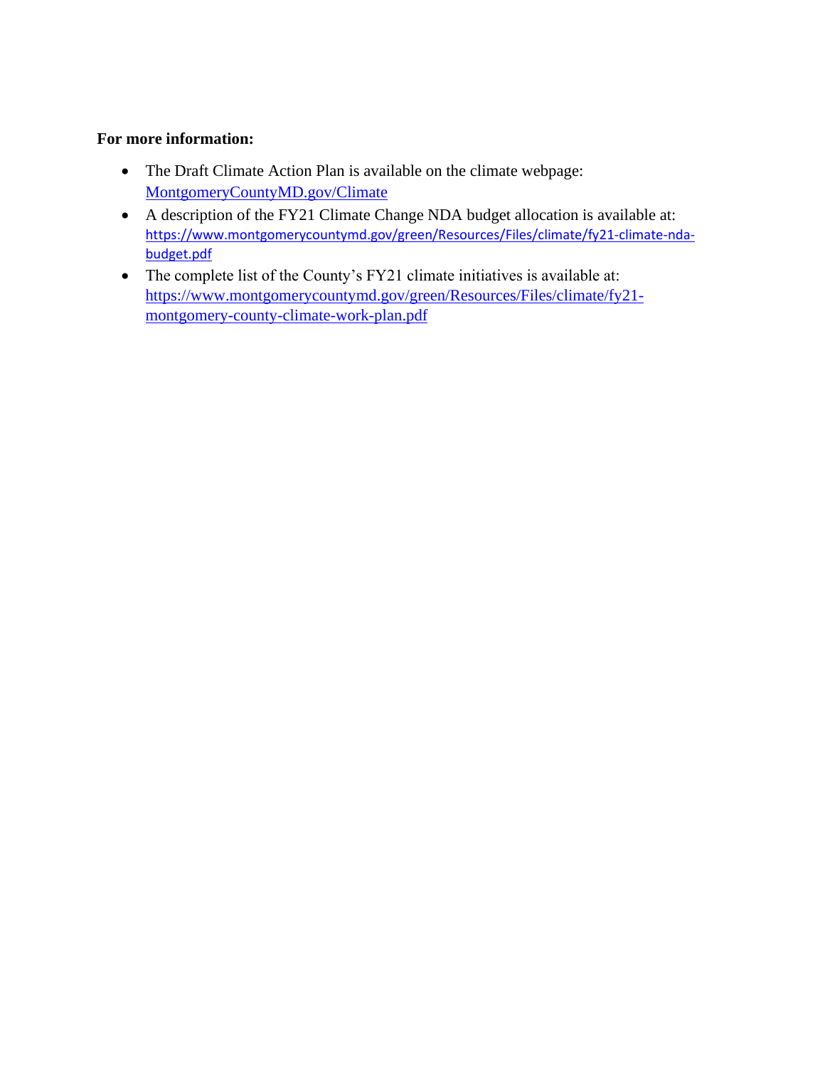**For more information:**

- The Draft Climate Action Plan is available on the climate webpage: MontgomeryCountyMD.gov/Climate
- A description of the FY21 Climate Change NDA budget allocation is available at: https://www.montgomerycountymd.gov/green/Resources/Files/climate/fy21-climate-nda-budget.pdf
- The complete list of the County's FY21 climate initiatives is available at: https://www.montgomerycountymd.gov/green/Resources/Files/climate/fy21-montgomery-county-climate-work-plan.pdf